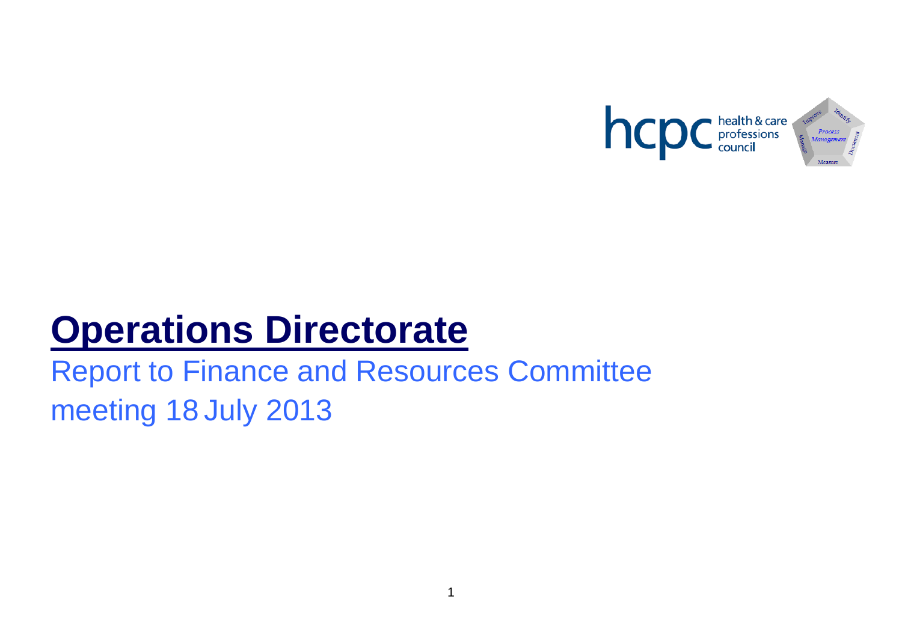# Operations Directorate

Report to Finance and Resources Committee meeting 18 July 2013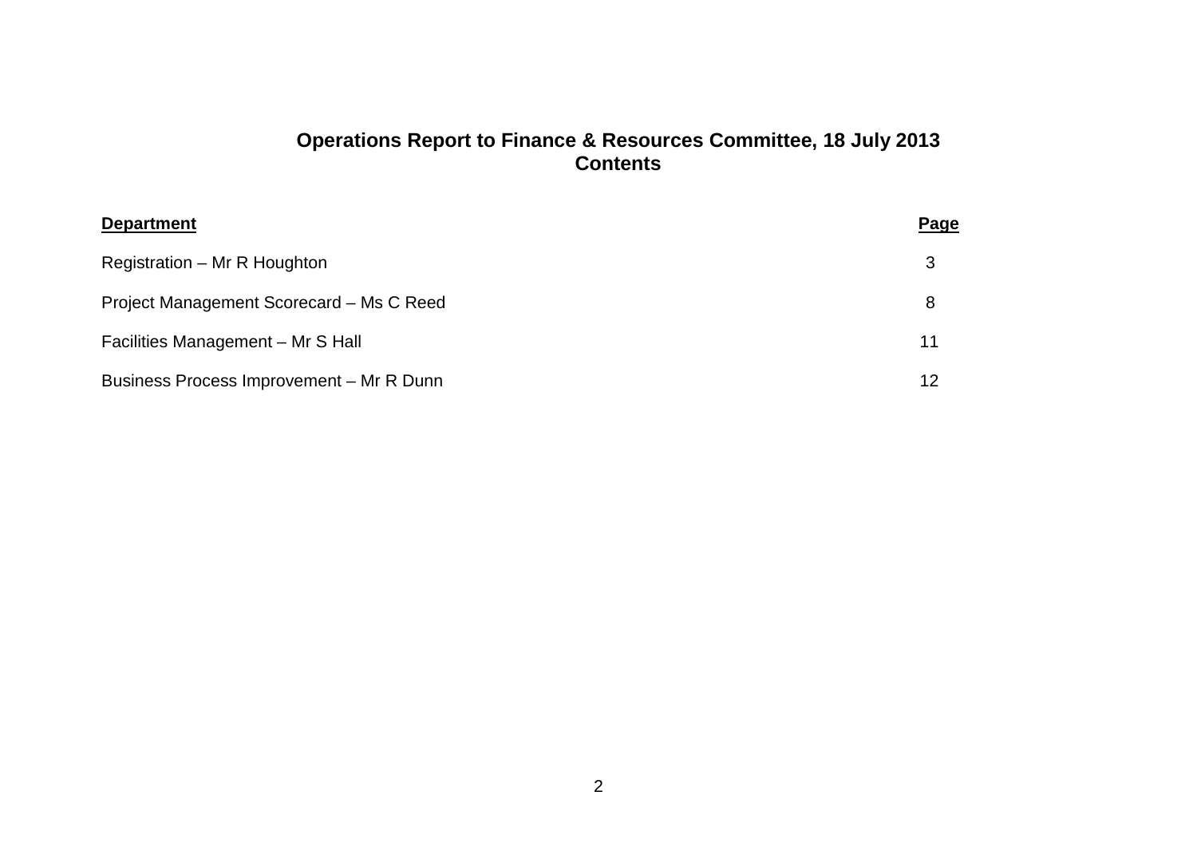# Operations Report to Finance & Resources Committee, 18 July 2013
## Contents

| **Department** | **Page** |
| --- | --- |
| Registration – Mr R Houghton | 3 |
| Project Management Scorecard – Ms C Reed | 8 |
| Facilities Management – Mr S Hall | 11 |
| Business Process Improvement – Mr R Dunn | 12 |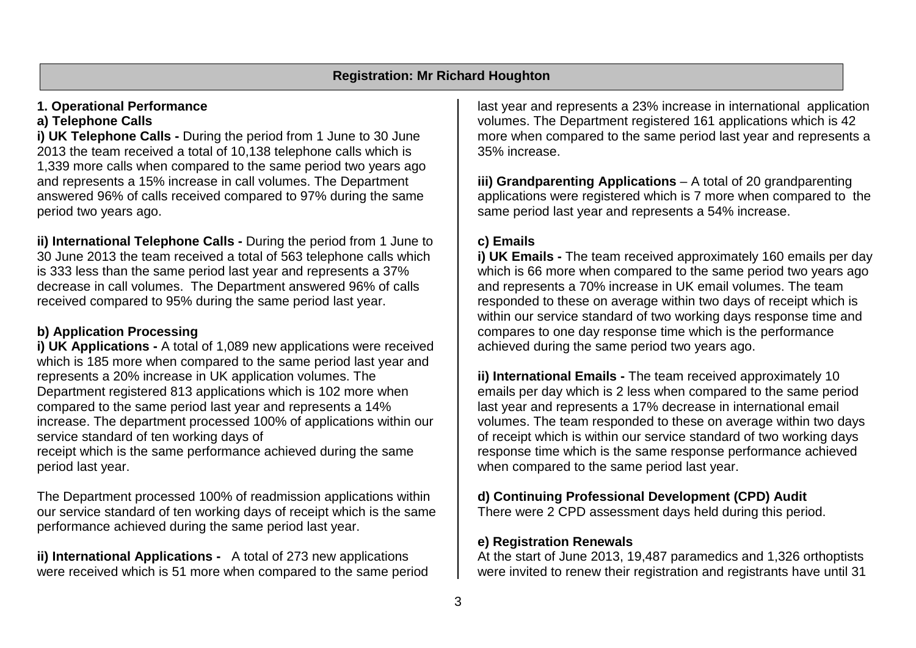## Registration: Mr Richard Houghton

### 1. Operational Performance

#### a) Telephone Calls

**i) UK Telephone Calls -** During the period from 1 June to 30 June 2013 the team received a total of 10,138 telephone calls which is 1,339 more calls when compared to the same period two years ago and represents a 15% increase in call volumes. The Department answered 96% of calls received compared to 97% during the same period two years ago.

**ii) International Telephone Calls -** During the period from 1 June to 30 June 2013 the team received a total of 563 telephone calls which is 333 less than the same period last year and represents a 37% decrease in call volumes. The Department answered 96% of calls received compared to 95% during the same period last year.

#### b) Application Processing

**i) UK Applications -** A total of 1,089 new applications were received which is 185 more when compared to the same period last year and represents a 20% increase in UK application volumes. The Department registered 813 applications which is 102 more when compared to the same period last year and represents a 14% increase. The department processed 100% of applications within our service standard of ten working days of receipt which is the same performance achieved during the same period last year.

The Department processed 100% of readmission applications within our service standard of ten working days of receipt which is the same performance achieved during the same period last year.

**ii) International Applications -** A total of 273 new applications were received which is 51 more when compared to the same period last year and represents a 23% increase in international application volumes. The Department registered 161 applications which is 42 more when compared to the same period last year and represents a 35% increase.

**iii) Grandparenting Applications** – A total of 20 grandparenting applications were registered which is 7 more when compared to the same period last year and represents a 54% increase.

#### c) Emails

**i) UK Emails -** The team received approximately 160 emails per day which is 66 more when compared to the same period two years ago and represents a 70% increase in UK email volumes. The team responded to these on average within two days of receipt which is within our service standard of two working days response time and compares to one day response time which is the performance achieved during the same period two years ago.

**ii) International Emails -** The team received approximately 10 emails per day which is 2 less when compared to the same period last year and represents a 17% decrease in international email volumes. The team responded to these on average within two days of receipt which is within our service standard of two working days response time which is the same response performance achieved when compared to the same period last year.

#### d) Continuing Professional Development (CPD) Audit

There were 2 CPD assessment days held during this period.

#### e) Registration Renewals

At the start of June 2013, 19,487 paramedics and 1,326 orthoptists were invited to renew their registration and registrants have until 31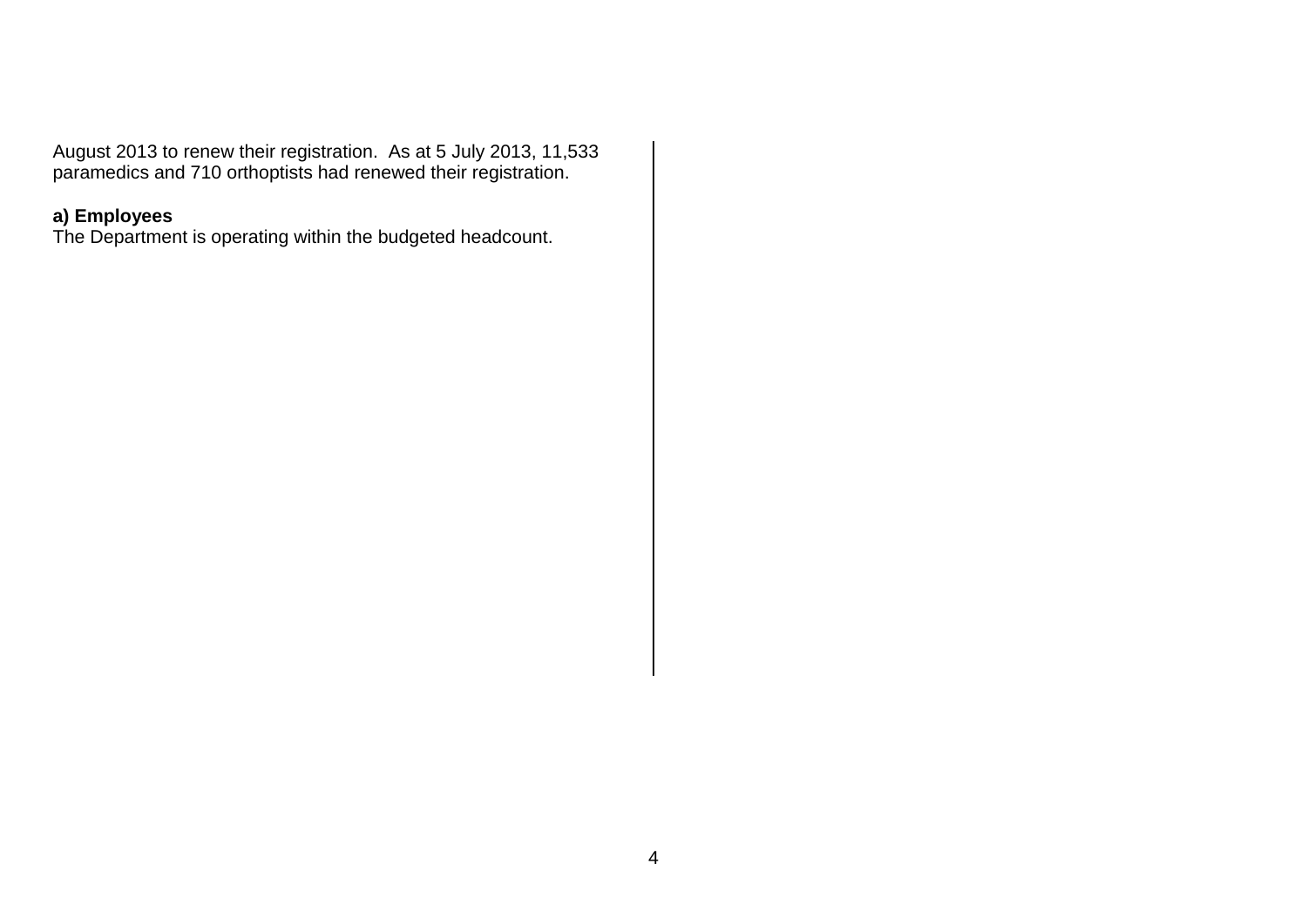August 2013 to renew their registration. As at 5 July 2013, 11,533 paramedics and 710 orthoptists had renewed their registration.

**a) Employees**
The Department is operating within the budgeted headcount.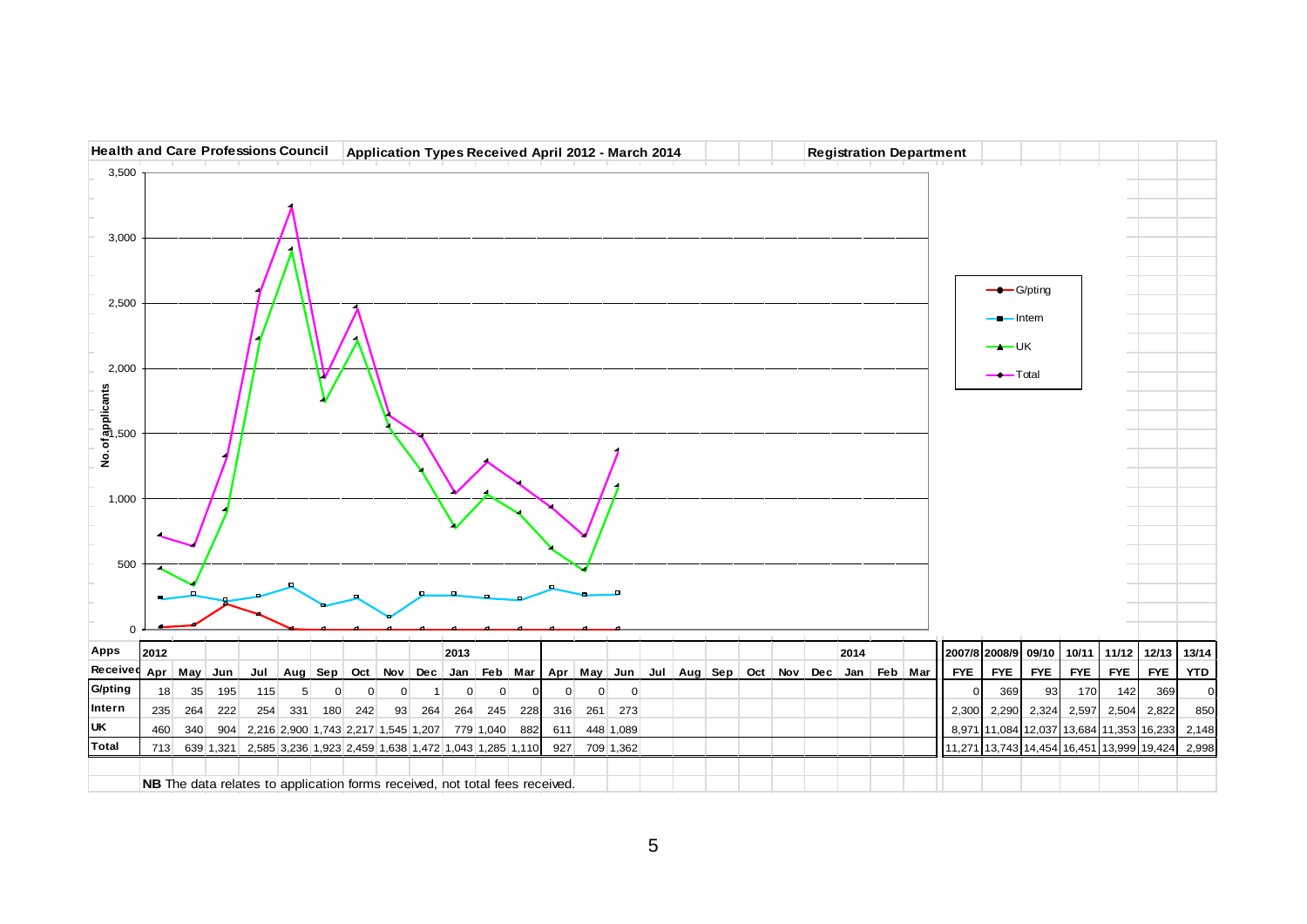Health and Care Professions Council | Application Types Received April 2012 - March 2014 | Registration Department

3,500
3,000
2,500
2,000
1,500
1,000
500
0

No. of applicants

G/pting
Intern
UK
Total

| Apps Received | 2012 Apr | May | Jun | Jul | Aug | Sep | Oct | Nov | Dec | 2013 Jan | Feb | Mar | Apr | May | Jun | Jul | Aug | Sep | Oct | Nov | Dec | 2014 Jan | Feb | Mar |
|---|---|---|---|---|---|---|---|---|---|---|---|---|---|---|---|---|---|---|---|---|---|---|---|---|
| G/pting | 18 | 35 | 195 | 115 | 5 | 0 | 0 | 0 | 1 | 0 | 0 | 0 | 0 | 0 | 0 | | | | | | | | | |
| Intern | 235 | 264 | 222 | 254 | 331 | 180 | 242 | 93 | 264 | 264 | 245 | 228 | 316 | 261 | 273 | | | | | | | | | |
| UK | 460 | 340 | 904 | 2,216 | 2,900 | 1,743 | 2,217 | 1,545 | 1,207 | 779 | 1,040 | 882 | 611 | 448 | 1,089 | | | | | | | | | |
| Total | 713 | 639 | 1,321 | 2,585 | 3,236 | 1,923 | 2,459 | 1,638 | 1,472 | 1,043 | 1,285 | 1,110 | 927 | 709 | 1,362 | | | | | | | | | |

| | 2007/8 FYE | 2008/9 FYE | 09/10 FYE | 10/11 FYE | 11/12 FYE | 12/13 FYE | 13/14 YTD |
|---|---|---|---|---|---|---|---|
| G/pting | 0 | 369 | 93 | 170 | 142 | 369 | 0 |
| Intern | 2,300 | 2,290 | 2,324 | 2,597 | 2,504 | 2,822 | 850 |
| UK | 8,971 | 11,084 | 12,037 | 13,684 | 11,353 | 16,233 | 2,148 |
| Total | 11,271 | 13,743 | 14,454 | 16,451 | 13,999 | 19,424 | 2,998 |

**NB** The data relates to application forms received, not total fees received.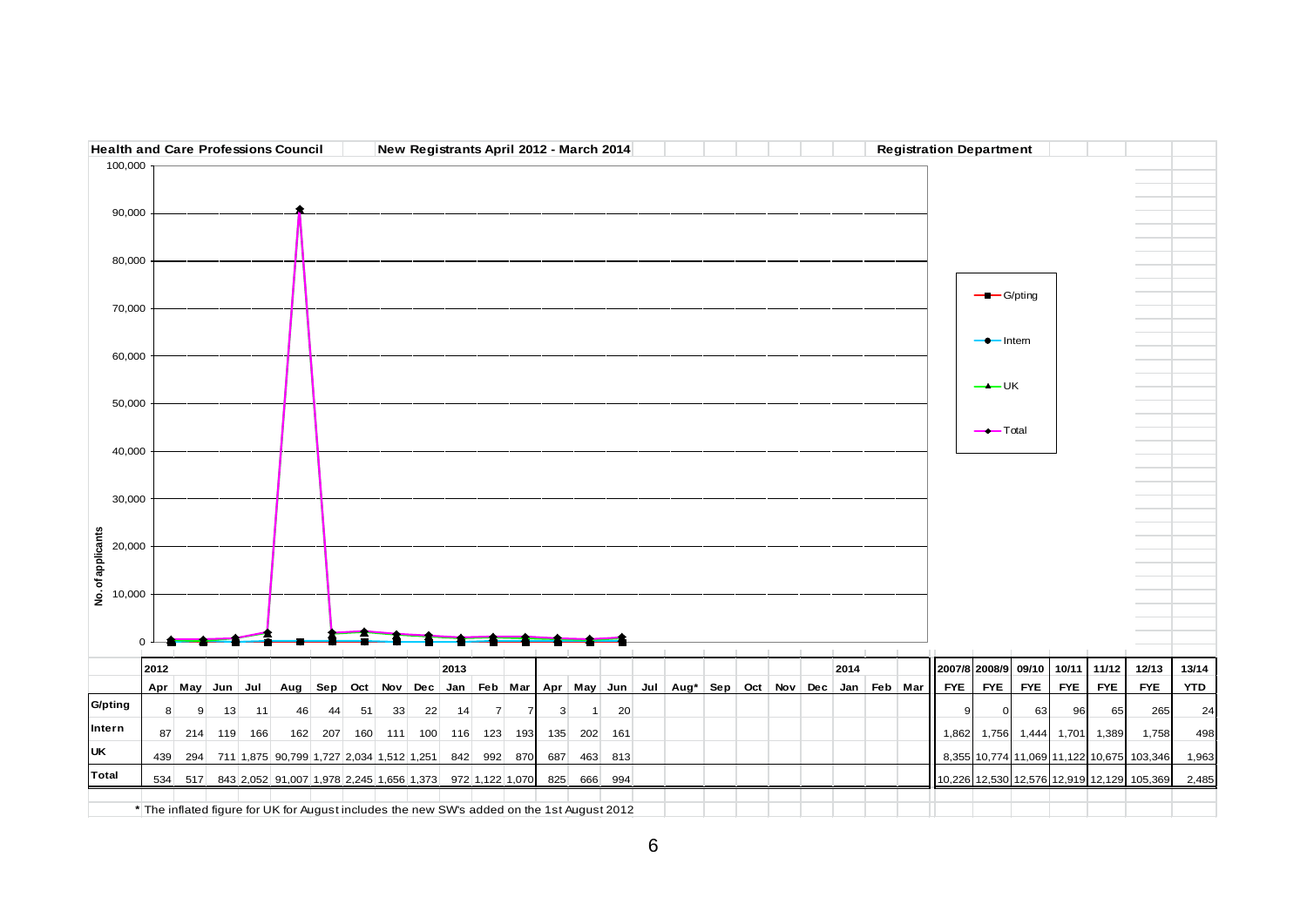**Health and Care Professions Council** | **New Registrants April 2012 - March 2014** | **Registration Department**

100,000
90,000
80,000
70,000
60,000
50,000
40,000
30,000
20,000
10,000
0

No. of applicants

G/pting
Intern
UK
Total

| | 2012 | | | | | | | | | 2013 | | | | | | | | | | | | | 2014 | | | 2007/8 | 2008/9 | 09/10 | 10/11 | 11/12 | 12/13 | 13/14 |
|---|---|---|---|---|---|---|---|---|---|---|---|---|---|---|---|---|---|---|---|---|---|---|---|---|---|---|---|---|---|---|---|---|
| | Apr | May | Jun | Jul | Aug | Sep | Oct | Nov | Dec | Jan | Feb | Mar | Apr | May | Jun | Jul | Aug* | Sep | Oct | Nov | Dec | Jan | Feb | Mar | FYE | FYE | FYE | FYE | FYE | FYE | YTD |
| **G/pting** | 8 | 9 | 13 | 11 | 46 | 44 | 51 | 33 | 22 | 14 | 7 | 7 | 3 | 1 | 20 | | | | | | | | | | 9 | 0 | 63 | 96 | 65 | 265 | 24 |
| **Intern** | 87 | 214 | 119 | 166 | 162 | 207 | 160 | 111 | 100 | 116 | 123 | 193 | 135 | 202 | 161 | | | | | | | | | | 1,862 | 1,756 | 1,444 | 1,701 | 1,389 | 1,758 | 498 |
| **UK** | 439 | 294 | 711 | 1,875 | 90,799 | 1,727 | 2,034 | 1,512 | 1,251 | 842 | 992 | 870 | 687 | 463 | 813 | | | | | | | | | | 8,355 | 10,774 | 11,069 | 11,122 | 10,675 | 103,346 | 1,963 |
| **Total** | 534 | 517 | 843 | 2,052 | 91,007 | 1,978 | 2,245 | 1,656 | 1,373 | 972 | 1,122 | 1,070 | 825 | 666 | 994 | | | | | | | | | | 10,226 | 12,530 | 12,576 | 12,919 | 12,129 | 105,369 | 2,485 |

**\*** The inflated figure for UK for August includes the new SW's added on the 1st August 2012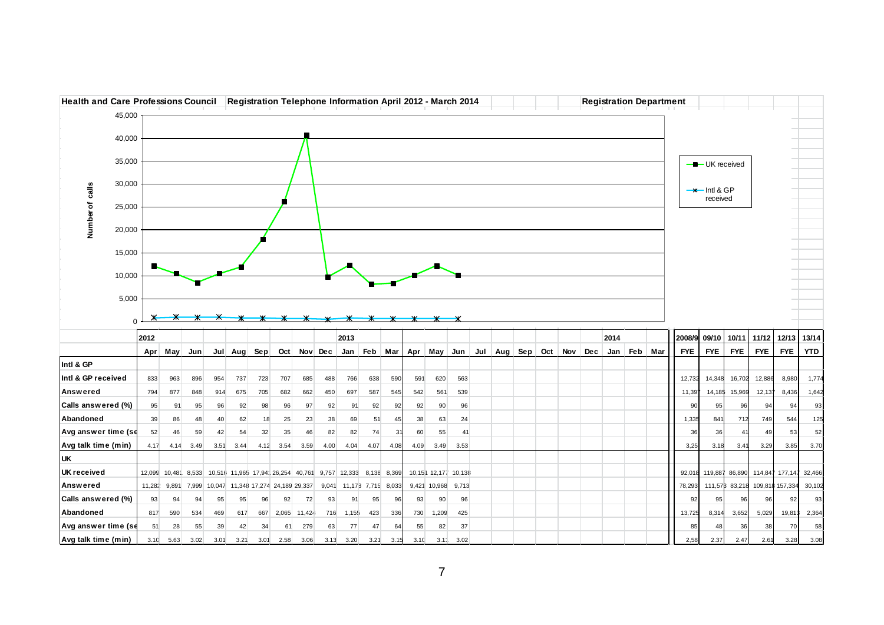Health and Care Professions Council | Registration Telephone Information April 2012 - March 2014 | Registration Department

Number of calls

45,000
40,000
35,000
30,000
25,000
20,000
15,000
10,000
5,000
0

UK received

Intl & GP received

| | 2012 | | | | | | | | | 2013 | | | | | | | | | | | | 2014 | | | 2008/9 | 09/10 | 10/11 | 11/12 | 12/13 | 13/14 |
|---|---|---|---|---|---|---|---|---|---|---|---|---|---|---|---|---|---|---|---|---|---|---|---|---|---|---|---|---|---|---|
| | Apr | May | Jun | Jul | Aug | Sep | Oct | Nov | Dec | Jan | Feb | Mar | Apr | May | Jun | Jul | Aug | Sep | Oct | Nov | Dec | Jan | Feb | Mar | FYE | FYE | FYE | FYE | FYE | YTD |
| **Intl & GP** | | | | | | | | | | | | | | | | | | | | | | | | | | | | | | |
| **Intl & GP received** | 833 | 963 | 896 | 954 | 737 | 723 | 707 | 685 | 488 | 766 | 638 | 590 | 591 | 620 | 563 | | | | | | | | | | 12,732 | 14,348 | 16,702 | 12,886 | 8,980 | 1,774 |
| **Answered** | 794 | 877 | 848 | 914 | 675 | 705 | 682 | 662 | 450 | 697 | 587 | 545 | 542 | 561 | 539 | | | | | | | | | | 11,397 | 14,185 | 15,969 | 12,137 | 8,436 | 1,642 |
| **Calls answered (%)** | 95 | 91 | 95 | 96 | 92 | 98 | 96 | 97 | 92 | 91 | 92 | 92 | 92 | 90 | 96 | | | | | | | | | | 90 | 95 | 96 | 94 | 94 | 93 |
| **Abandoned** | 39 | 86 | 48 | 40 | 62 | 18 | 25 | 23 | 38 | 69 | 51 | 45 | 38 | 63 | 24 | | | | | | | | | | 1,335 | 841 | 712 | 749 | 544 | 125 |
| **Avg answer time (se** | 52 | 46 | 59 | 42 | 54 | 32 | 35 | 46 | 82 | 82 | 74 | 31 | 60 | 55 | 41 | | | | | | | | | | 36 | 36 | 41 | 49 | 53 | 52 |
| **Avg talk time (min)** | 4.17 | 4.14 | 3.49 | 3.51 | 3.44 | 4.12 | 3.54 | 3.59 | 4.00 | 4.04 | 4.07 | 4.08 | 4.09 | 3.49 | 3.53 | | | | | | | | | | 3.25 | 3.18 | 3.41 | 3.29 | 3.85 | 3.70 |
| **UK** | | | | | | | | | | | | | | | | | | | | | | | | | | | | | | |
| **UK received** | 12,099 | 10,481 | 8,533 | 10,516 | 11,965 | 17,941 | 26,254 | 40,761 | 9,757 | 12,333 | 8,138 | 8,369 | 10,151 | 12,177 | 10,138 | | | | | | | | | | 92,018 | 119,887 | 86,890 | 114,847 | 177,147 | 32,466 |
| **Answered** | 11,282 | 9,891 | 7,999 | 10,047 | 11,348 | 17,274 | 24,189 | 29,337 | 9,041 | 11,173 | 7,715 | 8,033 | 9,421 | 10,968 | 9,713 | | | | | | | | | | 78,293 | 111,573 | 83,218 | 109,818 | 157,334 | 30,102 |
| **Calls answered (%)** | 93 | 94 | 94 | 95 | 95 | 96 | 92 | 72 | 93 | 91 | 95 | 96 | 93 | 90 | 96 | | | | | | | | | | 92 | 95 | 96 | 96 | 92 | 93 |
| **Abandoned** | 817 | 590 | 534 | 469 | 617 | 667 | 2,065 | 11,424 | 716 | 1,155 | 423 | 336 | 730 | 1,209 | 425 | | | | | | | | | | 13,725 | 8,314 | 3,652 | 5,029 | 19,813 | 2,364 |
| **Avg answer time (se** | 51 | 28 | 55 | 39 | 42 | 34 | 61 | 279 | 63 | 77 | 47 | 64 | 55 | 82 | 37 | | | | | | | | | | 85 | 48 | 36 | 38 | 70 | 58 |
| **Avg talk time (min)** | 3.10 | 5.63 | 3.02 | 3.01 | 3.21 | 3.01 | 2.58 | 3.06 | 3.13 | 3.20 | 3.21 | 3.15 | 3.10 | 3.11 | 3.02 | | | | | | | | | | 2.58 | 2.37 | 2.47 | 2.61 | 3.28 | 3.08 |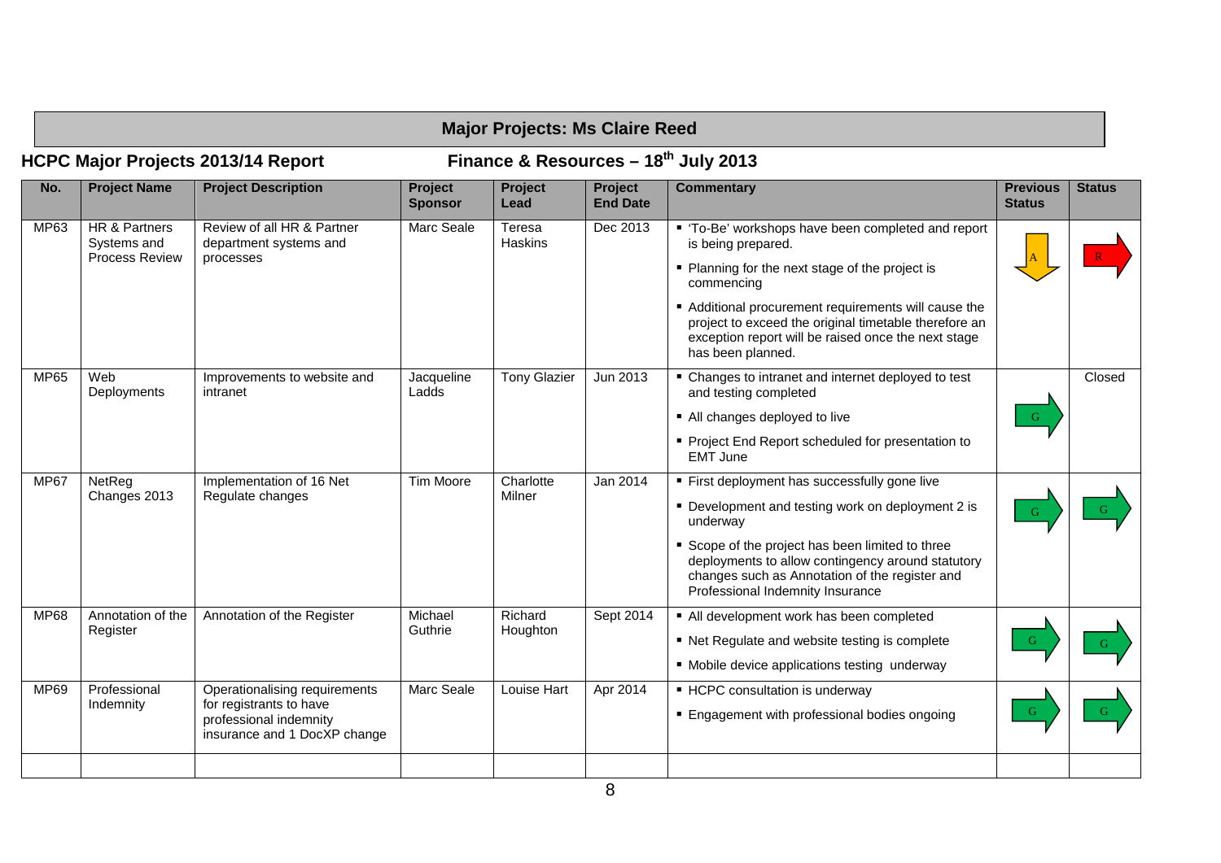## Major Projects: Ms Claire Reed

**HCPC Major Projects 2013/14 Report** **Finance & Resources – 18th July 2013**

| No. | Project Name | Project Description | Project Sponsor | Project Lead | Project End Date | Commentary | Previous Status | Status |
|---|---|---|---|---|---|---|---|---|
| MP63 | HR & Partners Systems and Process Review | Review of all HR & Partner department systems and processes | Marc Seale | Teresa Haskins | Dec 2013 | ▪ 'To-Be' workshops have been completed and report is being prepared.<br>▪ Planning for the next stage of the project is commencing<br>▪ Additional procurement requirements will cause the project to exceed the original timetable therefore an exception report will be raised once the next stage has been planned. | A | R |
| MP65 | Web Deployments | Improvements to website and intranet | Jacqueline Ladds | Tony Glazier | Jun 2013 | ▪ Changes to intranet and internet deployed to test and testing completed<br>▪ All changes deployed to live<br>▪ Project End Report scheduled for presentation to EMT June | G | Closed |
| MP67 | NetReg Changes 2013 | Implementation of 16 Net Regulate changes | Tim Moore | Charlotte Milner | Jan 2014 | ▪ First deployment has successfully gone live<br>▪ Development and testing work on deployment 2 is underway<br>▪ Scope of the project has been limited to three deployments to allow contingency around statutory changes such as Annotation of the register and Professional Indemnity Insurance | G | G |
| MP68 | Annotation of the Register | Annotation of the Register | Michael Guthrie | Richard Houghton | Sept 2014 | ▪ All development work has been completed<br>▪ Net Regulate and website testing is complete<br>▪ Mobile device applications testing underway | G | G |
| MP69 | Professional Indemnity | Operationalising requirements for registrants to have professional indemnity insurance and 1 DocXP change | Marc Seale | Louise Hart | Apr 2014 | ▪ HCPC consultation is underway<br>▪ Engagement with professional bodies ongoing | G | G |
| | | | | | | | | |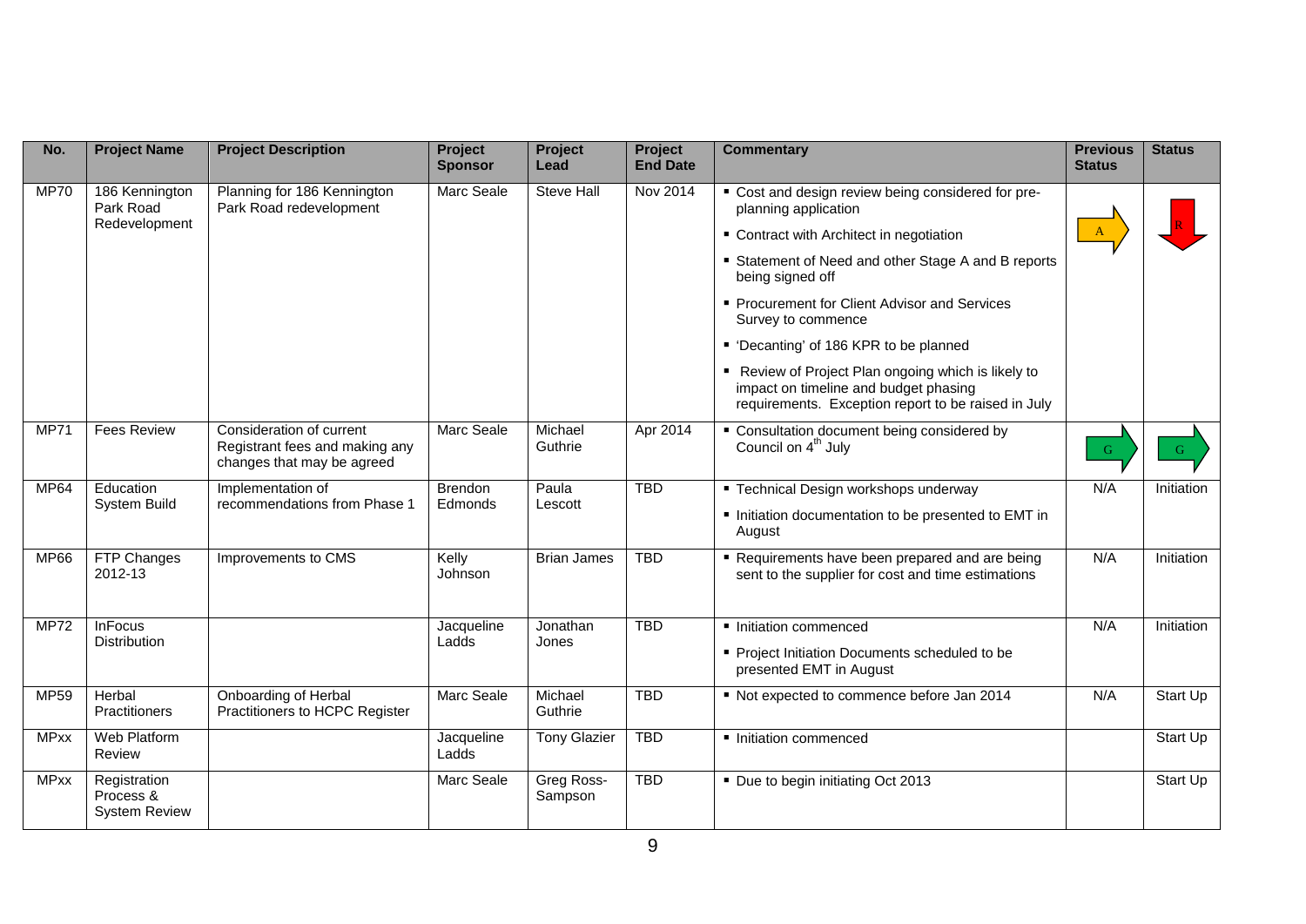| No. | Project Name | Project Description | Project Sponsor | Project Lead | Project End Date | Commentary | Previous Status | Status |
|---|---|---|---|---|---|---|---|---|
| MP70 | 186 Kennington Park Road Redevelopment | Planning for 186 Kennington Park Road redevelopment | Marc Seale | Steve Hall | Nov 2014 | ▪ Cost and design review being considered for pre-planning application<br>▪ Contract with Architect in negotiation<br>▪ Statement of Need and other Stage A and B reports being signed off<br>▪ Procurement for Client Advisor and Services Survey to commence<br>▪ 'Decanting' of 186 KPR to be planned<br>▪ Review of Project Plan ongoing which is likely to impact on timeline and budget phasing requirements. Exception report to be raised in July | A | R |
| MP71 | Fees Review | Consideration of current Registrant fees and making any changes that may be agreed | Marc Seale | Michael Guthrie | Apr 2014 | ▪ Consultation document being considered by Council on 4th July | G | G |
| MP64 | Education System Build | Implementation of recommendations from Phase 1 | Brendon Edmonds | Paula Lescott | TBD | ▪ Technical Design workshops underway<br>▪ Initiation documentation to be presented to EMT in August | N/A | Initiation |
| MP66 | FTP Changes 2012-13 | Improvements to CMS | Kelly Johnson | Brian James | TBD | ▪ Requirements have been prepared and are being sent to the supplier for cost and time estimations | N/A | Initiation |
| MP72 | InFocus Distribution | | Jacqueline Ladds | Jonathan Jones | TBD | ▪ Initiation commenced<br>▪ Project Initiation Documents scheduled to be presented EMT in August | N/A | Initiation |
| MP59 | Herbal Practitioners | Onboarding of Herbal Practitioners to HCPC Register | Marc Seale | Michael Guthrie | TBD | ▪ Not expected to commence before Jan 2014 | N/A | Start Up |
| MPxx | Web Platform Review | | Jacqueline Ladds | Tony Glazier | TBD | ▪ Initiation commenced | | Start Up |
| MPxx | Registration Process & System Review | | Marc Seale | Greg Ross-Sampson | TBD | ▪ Due to begin initiating Oct 2013 | | Start Up |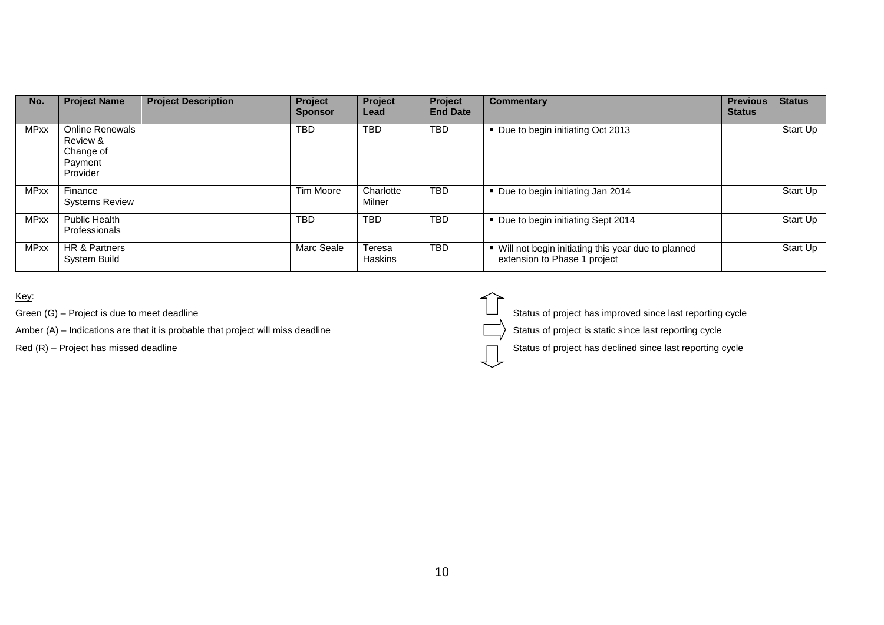| No. | Project Name | Project Description | Project Sponsor | Project Lead | Project End Date | Commentary | Previous Status | Status |
|---|---|---|---|---|---|---|---|---|
| MPxx | Online Renewals Review & Change of Payment Provider | | TBD | TBD | TBD | ▪ Due to begin initiating Oct 2013 | | Start Up |
| MPxx | Finance Systems Review | | Tim Moore | Charlotte Milner | TBD | ▪ Due to begin initiating Jan 2014 | | Start Up |
| MPxx | Public Health Professionals | | TBD | TBD | TBD | ▪ Due to begin initiating Sept 2014 | | Start Up |
| MPxx | HR & Partners System Build | | Marc Seale | Teresa Haskins | TBD | ▪ Will not begin initiating this year due to planned extension to Phase 1 project | | Start Up |

Key:

Green (G) – Project is due to meet deadline

Amber (A) – Indications are that it is probable that project will miss deadline

Red (R) – Project has missed deadline

⇧ Status of project has improved since last reporting cycle

⇨ Status of project is static since last reporting cycle

⇩ Status of project has declined since last reporting cycle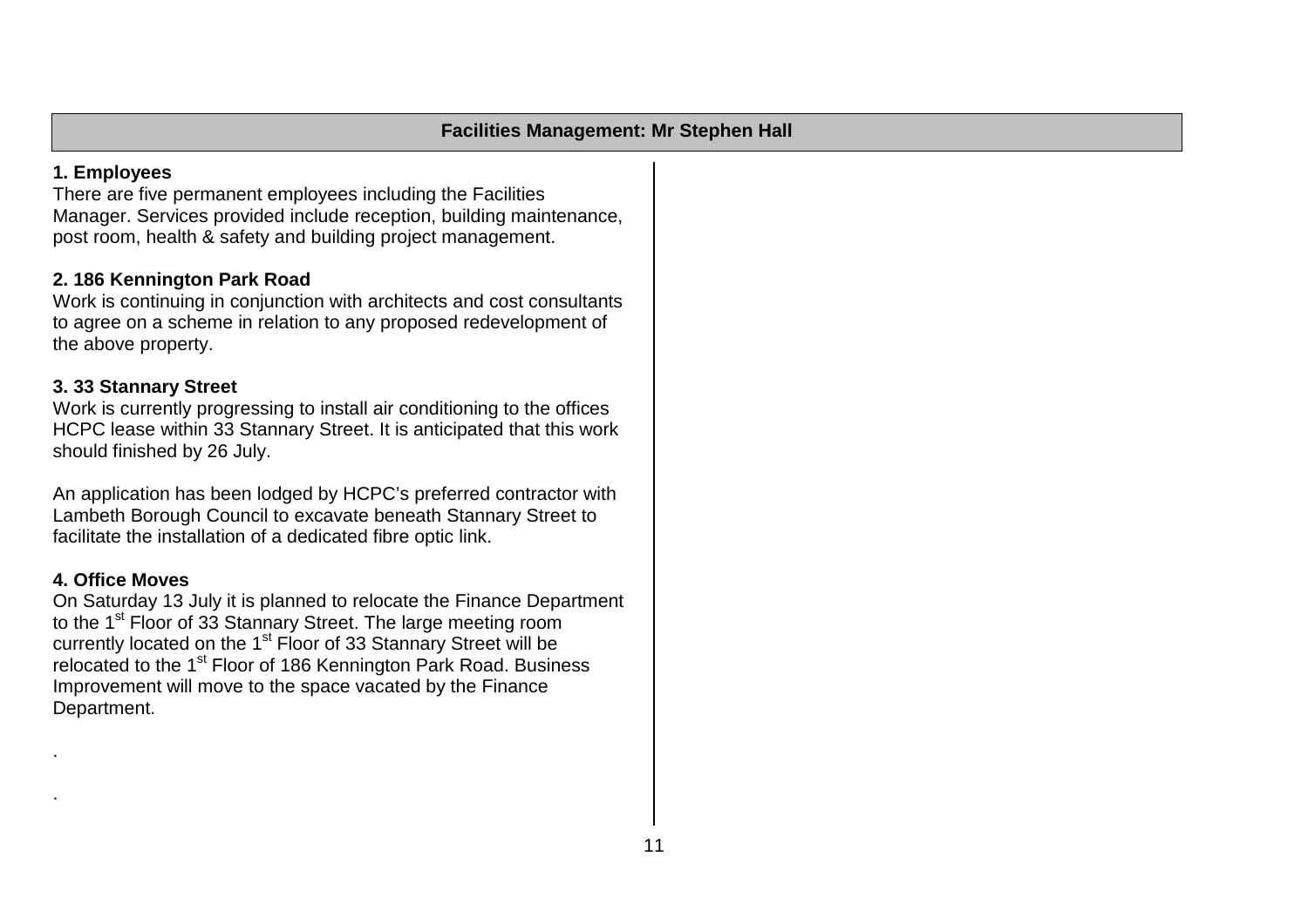## Facilities Management: Mr Stephen Hall

**1. Employees**

There are five permanent employees including the Facilities Manager. Services provided include reception, building maintenance, post room, health & safety and building project management.

**2. 186 Kennington Park Road**

Work is continuing in conjunction with architects and cost consultants to agree on a scheme in relation to any proposed redevelopment of the above property.

**3. 33 Stannary Street**

Work is currently progressing to install air conditioning to the offices HCPC lease within 33 Stannary Street. It is anticipated that this work should finished by 26 July.

An application has been lodged by HCPC's preferred contractor with Lambeth Borough Council to excavate beneath Stannary Street to facilitate the installation of a dedicated fibre optic link.

**4. Office Moves**

On Saturday 13 July it is planned to relocate the Finance Department to the 1st Floor of 33 Stannary Street. The large meeting room currently located on the 1st Floor of 33 Stannary Street will be relocated to the 1st Floor of 186 Kennington Park Road. Business Improvement will move to the space vacated by the Finance Department.

.

.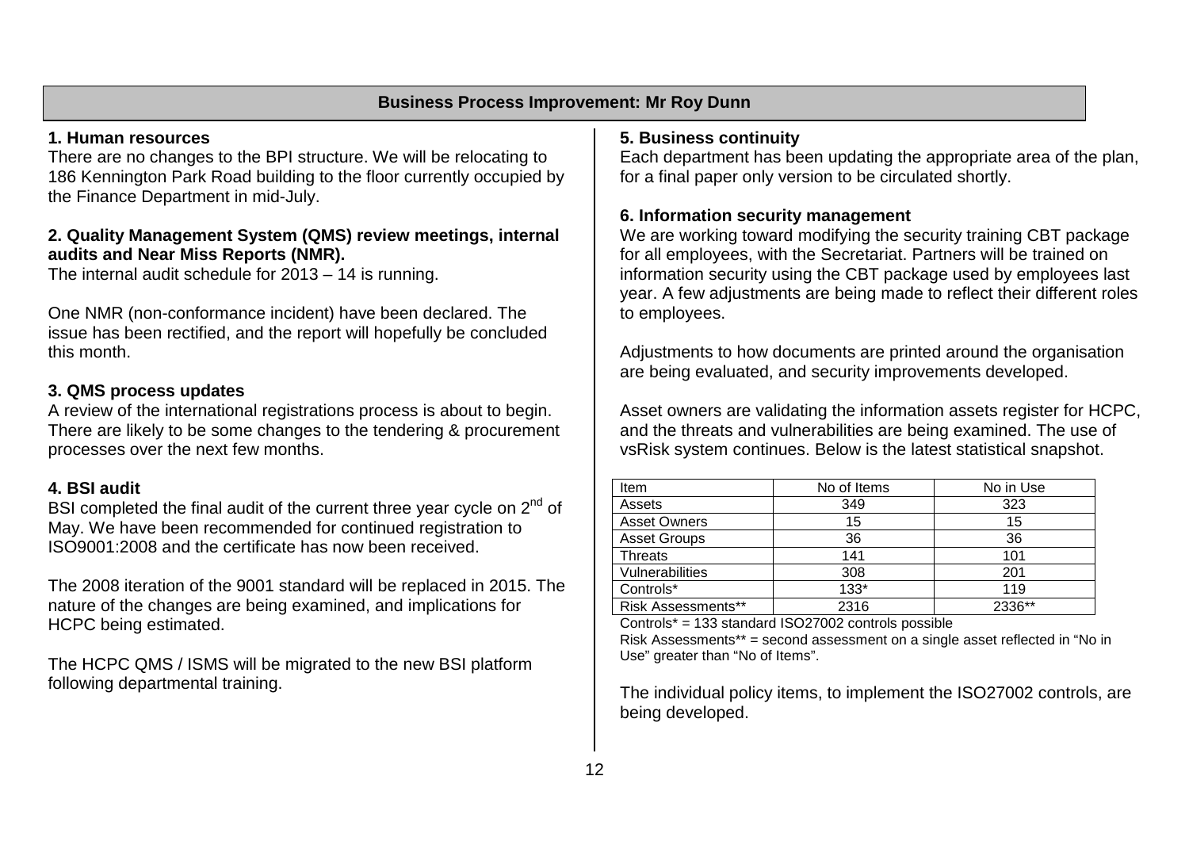## Business Process Improvement: Mr Roy Dunn

### 1. Human resources

There are no changes to the BPI structure. We will be relocating to 186 Kennington Park Road building to the floor currently occupied by the Finance Department in mid-July.

### 2. Quality Management System (QMS) review meetings, internal audits and Near Miss Reports (NMR).

The internal audit schedule for 2013 – 14 is running.

One NMR (non-conformance incident) have been declared. The issue has been rectified, and the report will hopefully be concluded this month.

### 3. QMS process updates

A review of the international registrations process is about to begin. There are likely to be some changes to the tendering & procurement processes over the next few months.

### 4. BSI audit

BSI completed the final audit of the current three year cycle on 2nd of May. We have been recommended for continued registration to ISO9001:2008 and the certificate has now been received.

The 2008 iteration of the 9001 standard will be replaced in 2015. The nature of the changes are being examined, and implications for HCPC being estimated.

The HCPC QMS / ISMS will be migrated to the new BSI platform following departmental training.

### 5. Business continuity

Each department has been updating the appropriate area of the plan, for a final paper only version to be circulated shortly.

### 6. Information security management

We are working toward modifying the security training CBT package for all employees, with the Secretariat. Partners will be trained on information security using the CBT package used by employees last year. A few adjustments are being made to reflect their different roles to employees.

Adjustments to how documents are printed around the organisation are being evaluated, and security improvements developed.

Asset owners are validating the information assets register for HCPC, and the threats and vulnerabilities are being examined. The use of vsRisk system continues. Below is the latest statistical snapshot.

| Item | No of Items | No in Use |
|---|---|---|
| Assets | 349 | 323 |
| Asset Owners | 15 | 15 |
| Asset Groups | 36 | 36 |
| Threats | 141 | 101 |
| Vulnerabilities | 308 | 201 |
| Controls* | 133* | 119 |
| Risk Assessments** | 2316 | 2336** |

Controls* = 133 standard ISO27002 controls possible

Risk Assessments** = second assessment on a single asset reflected in "No in Use" greater than "No of Items".

The individual policy items, to implement the ISO27002 controls, are being developed.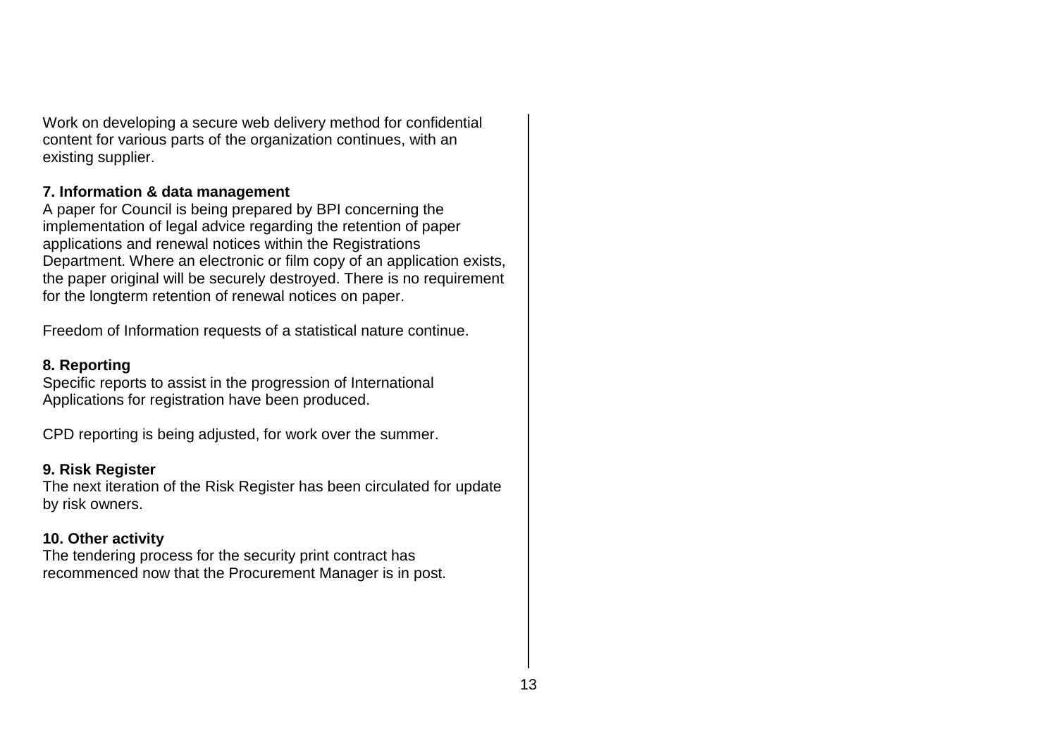Work on developing a secure web delivery method for confidential content for various parts of the organization continues, with an existing supplier.

**7. Information & data management**

A paper for Council is being prepared by BPI concerning the implementation of legal advice regarding the retention of paper applications and renewal notices within the Registrations Department. Where an electronic or film copy of an application exists, the paper original will be securely destroyed. There is no requirement for the longterm retention of renewal notices on paper.

Freedom of Information requests of a statistical nature continue.

**8. Reporting**

Specific reports to assist in the progression of International Applications for registration have been produced.

CPD reporting is being adjusted, for work over the summer.

**9. Risk Register**

The next iteration of the Risk Register has been circulated for update by risk owners.

**10. Other activity**

The tendering process for the security print contract has recommenced now that the Procurement Manager is in post.